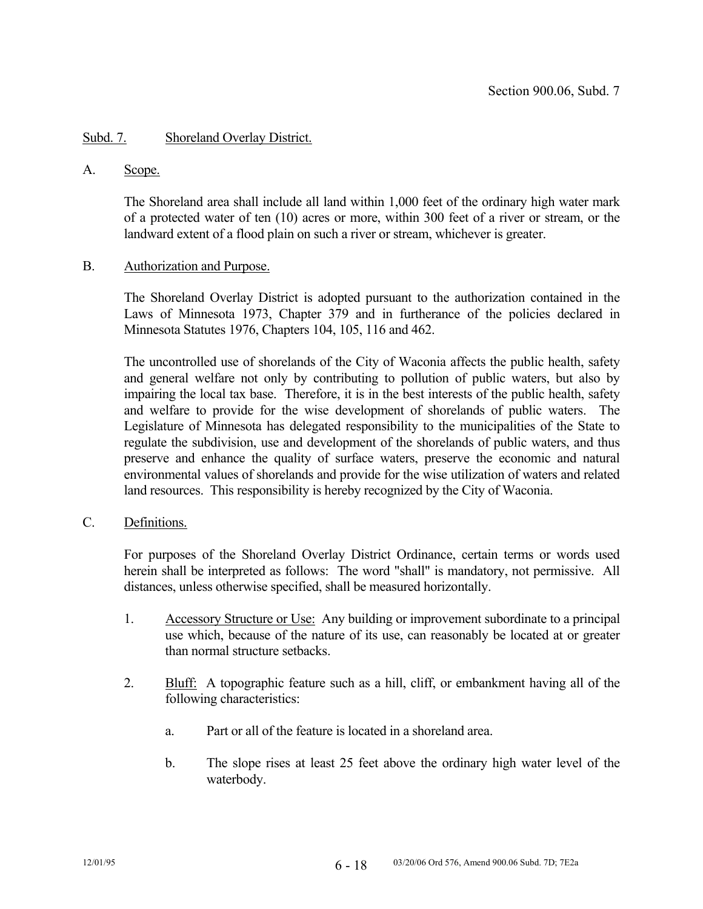## Subd. 7. Shoreland Overlay District.

### A. Scope.

The Shoreland area shall include all land within 1,000 feet of the ordinary high water mark of a protected water of ten (10) acres or more, within 300 feet of a river or stream, or the landward extent of a flood plain on such a river or stream, whichever is greater.

### B. Authorization and Purpose.

The Shoreland Overlay District is adopted pursuant to the authorization contained in the Laws of Minnesota 1973, Chapter 379 and in furtherance of the policies declared in Minnesota Statutes 1976, Chapters 104, 105, 116 and 462.

The uncontrolled use of shorelands of the City of Waconia affects the public health, safety and general welfare not only by contributing to pollution of public waters, but also by impairing the local tax base. Therefore, it is in the best interests of the public health, safety and welfare to provide for the wise development of shorelands of public waters. The Legislature of Minnesota has delegated responsibility to the municipalities of the State to regulate the subdivision, use and development of the shorelands of public waters, and thus preserve and enhance the quality of surface waters, preserve the economic and natural environmental values of shorelands and provide for the wise utilization of waters and related land resources. This responsibility is hereby recognized by the City of Waconia.

### C. Definitions.

For purposes of the Shoreland Overlay District Ordinance, certain terms or words used herein shall be interpreted as follows: The word "shall" is mandatory, not permissive. All distances, unless otherwise specified, shall be measured horizontally.

1. Accessory Structure or Use: Any building or improvement subordinate to a principal use which, because of the nature of its use, can reasonably be located at or greater than normal structure setbacks.

2. Bluff: A topographic feature such as a hill, cliff, or embankment having all of the following characteristics:

   a. Part or all of the feature is located in a shoreland area.

   b. The slope rises at least 25 feet above the ordinary high water level of the waterbody.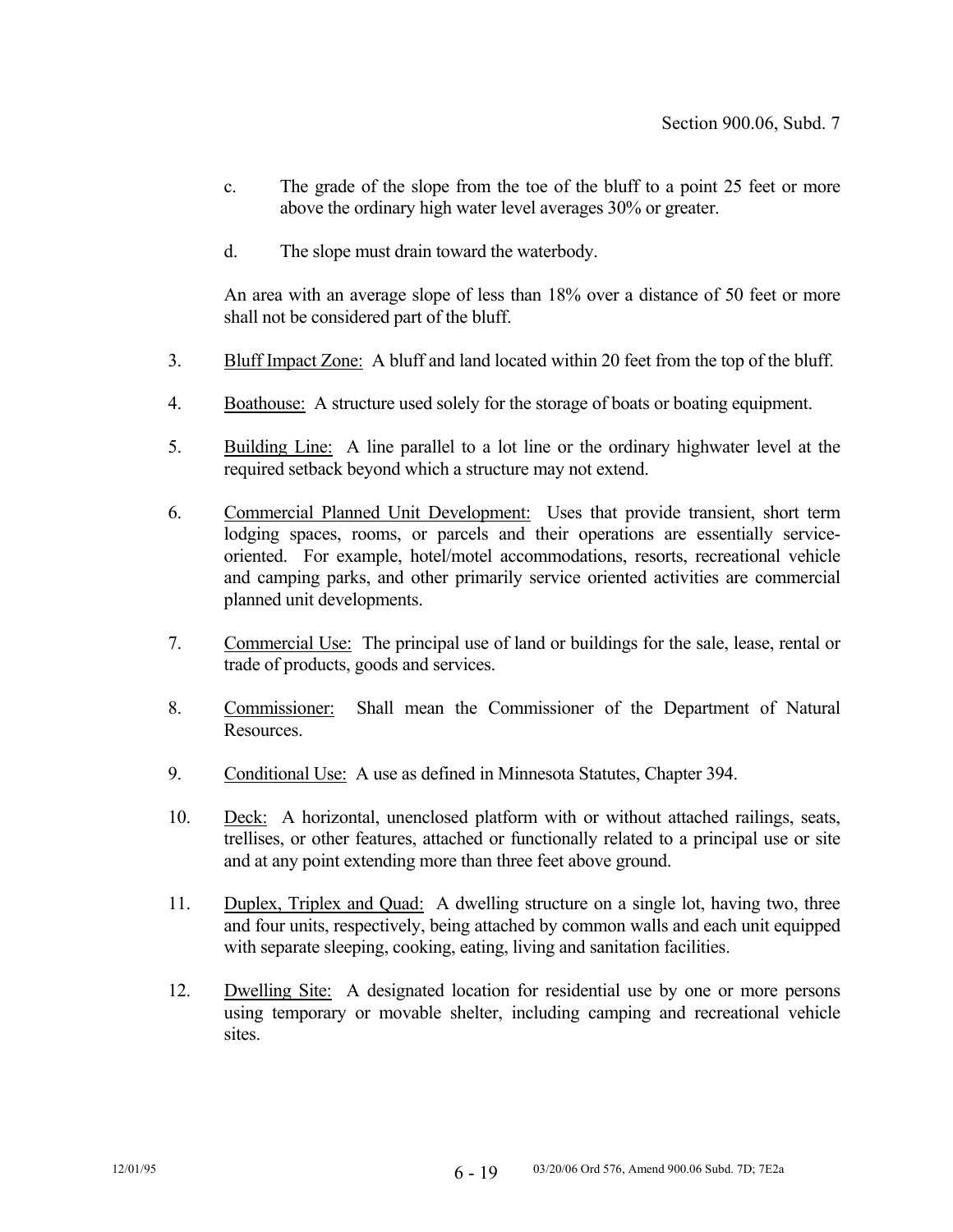c. The grade of the slope from the toe of the bluff to a point 25 feet or more above the ordinary high water level averages 30% or greater.

d. The slope must drain toward the waterbody.

An area with an average slope of less than 18% over a distance of 50 feet or more shall not be considered part of the bluff.

3. Bluff Impact Zone: A bluff and land located within 20 feet from the top of the bluff.

4. Boathouse: A structure used solely for the storage of boats or boating equipment.

5. Building Line: A line parallel to a lot line or the ordinary highwater level at the required setback beyond which a structure may not extend.

6. Commercial Planned Unit Development: Uses that provide transient, short term lodging spaces, rooms, or parcels and their operations are essentially service-oriented. For example, hotel/motel accommodations, resorts, recreational vehicle and camping parks, and other primarily service oriented activities are commercial planned unit developments.

7. Commercial Use: The principal use of land or buildings for the sale, lease, rental or trade of products, goods and services.

8. Commissioner: Shall mean the Commissioner of the Department of Natural Resources.

9. Conditional Use: A use as defined in Minnesota Statutes, Chapter 394.

10. Deck: A horizontal, unenclosed platform with or without attached railings, seats, trellises, or other features, attached or functionally related to a principal use or site and at any point extending more than three feet above ground.

11. Duplex, Triplex and Quad: A dwelling structure on a single lot, having two, three and four units, respectively, being attached by common walls and each unit equipped with separate sleeping, cooking, eating, living and sanitation facilities.

12. Dwelling Site: A designated location for residential use by one or more persons using temporary or movable shelter, including camping and recreational vehicle sites.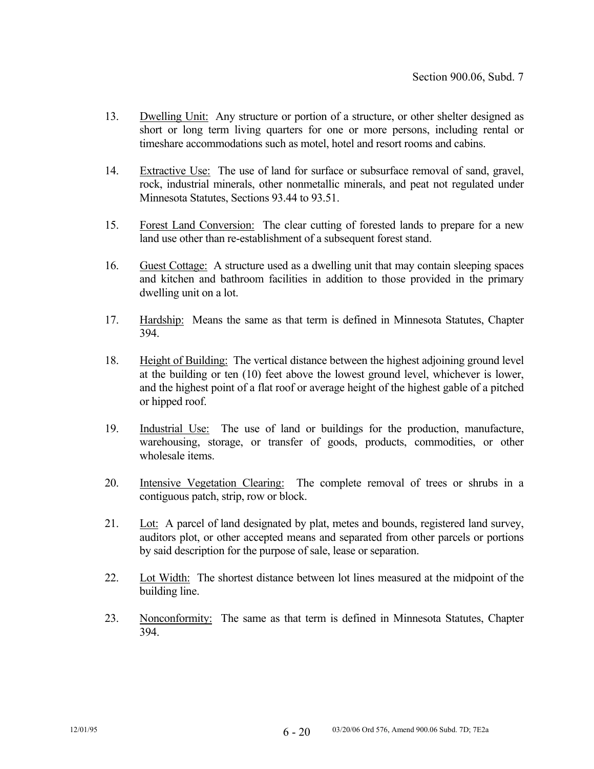13. Dwelling Unit: Any structure or portion of a structure, or other shelter designed as short or long term living quarters for one or more persons, including rental or timeshare accommodations such as motel, hotel and resort rooms and cabins.

14. Extractive Use: The use of land for surface or subsurface removal of sand, gravel, rock, industrial minerals, other nonmetallic minerals, and peat not regulated under Minnesota Statutes, Sections 93.44 to 93.51.

15. Forest Land Conversion: The clear cutting of forested lands to prepare for a new land use other than re-establishment of a subsequent forest stand.

16. Guest Cottage: A structure used as a dwelling unit that may contain sleeping spaces and kitchen and bathroom facilities in addition to those provided in the primary dwelling unit on a lot.

17. Hardship: Means the same as that term is defined in Minnesota Statutes, Chapter 394.

18. Height of Building: The vertical distance between the highest adjoining ground level at the building or ten (10) feet above the lowest ground level, whichever is lower, and the highest point of a flat roof or average height of the highest gable of a pitched or hipped roof.

19. Industrial Use: The use of land or buildings for the production, manufacture, warehousing, storage, or transfer of goods, products, commodities, or other wholesale items.

20. Intensive Vegetation Clearing: The complete removal of trees or shrubs in a contiguous patch, strip, row or block.

21. Lot: A parcel of land designated by plat, metes and bounds, registered land survey, auditors plot, or other accepted means and separated from other parcels or portions by said description for the purpose of sale, lease or separation.

22. Lot Width: The shortest distance between lot lines measured at the midpoint of the building line.

23. Nonconformity: The same as that term is defined in Minnesota Statutes, Chapter 394.

12/01/95 03/20/06 Ord 576, Amend 900.06 Subd. 7D; 7E2a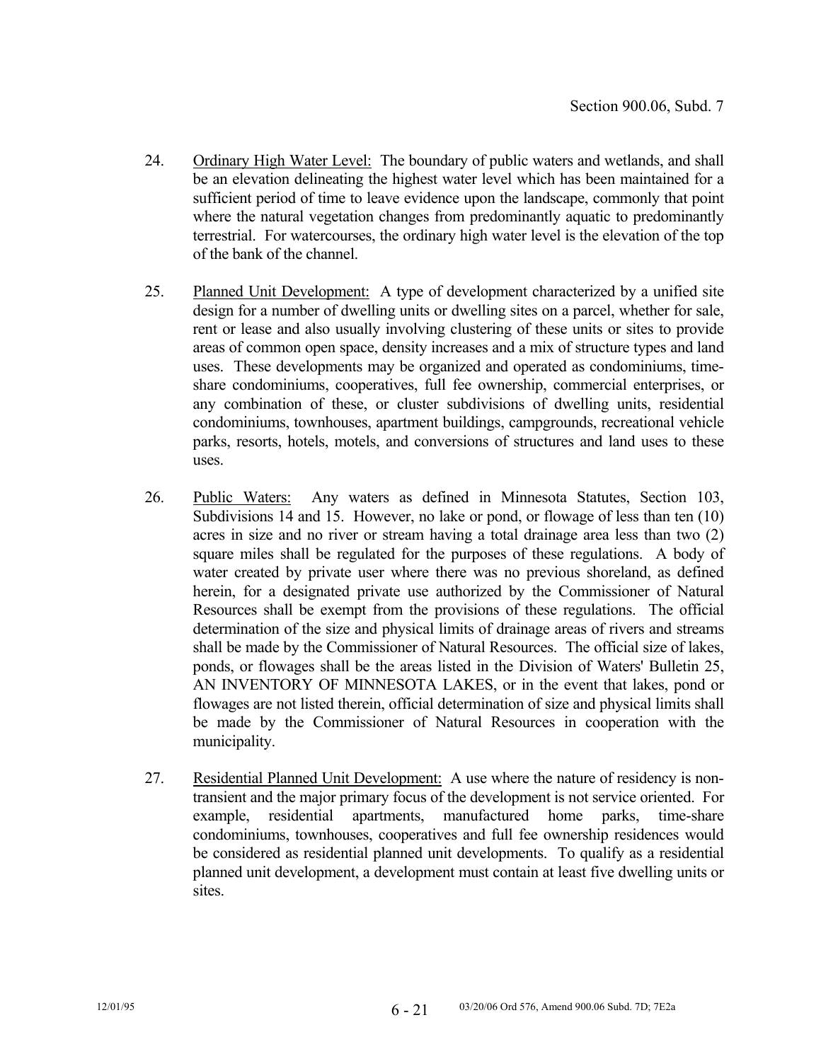24. <u>Ordinary High Water Level:</u> The boundary of public waters and wetlands, and shall be an elevation delineating the highest water level which has been maintained for a sufficient period of time to leave evidence upon the landscape, commonly that point where the natural vegetation changes from predominantly aquatic to predominantly terrestrial. For watercourses, the ordinary high water level is the elevation of the top of the bank of the channel.

25. <u>Planned Unit Development:</u> A type of development characterized by a unified site design for a number of dwelling units or dwelling sites on a parcel, whether for sale, rent or lease and also usually involving clustering of these units or sites to provide areas of common open space, density increases and a mix of structure types and land uses. These developments may be organized and operated as condominiums, time-share condominiums, cooperatives, full fee ownership, commercial enterprises, or any combination of these, or cluster subdivisions of dwelling units, residential condominiums, townhouses, apartment buildings, campgrounds, recreational vehicle parks, resorts, hotels, motels, and conversions of structures and land uses to these uses.

26. <u>Public Waters:</u> Any waters as defined in Minnesota Statutes, Section 103, Subdivisions 14 and 15. However, no lake or pond, or flowage of less than ten (10) acres in size and no river or stream having a total drainage area less than two (2) square miles shall be regulated for the purposes of these regulations. A body of water created by private user where there was no previous shoreland, as defined herein, for a designated private use authorized by the Commissioner of Natural Resources shall be exempt from the provisions of these regulations. The official determination of the size and physical limits of drainage areas of rivers and streams shall be made by the Commissioner of Natural Resources. The official size of lakes, ponds, or flowages shall be the areas listed in the Division of Waters' Bulletin 25, AN INVENTORY OF MINNESOTA LAKES, or in the event that lakes, pond or flowages are not listed therein, official determination of size and physical limits shall be made by the Commissioner of Natural Resources in cooperation with the municipality.

27. <u>Residential Planned Unit Development:</u> A use where the nature of residency is non-transient and the major primary focus of the development is not service oriented. For example, residential apartments, manufactured home parks, time-share condominiums, townhouses, cooperatives and full fee ownership residences would be considered as residential planned unit developments. To qualify as a residential planned unit development, a development must contain at least five dwelling units or sites.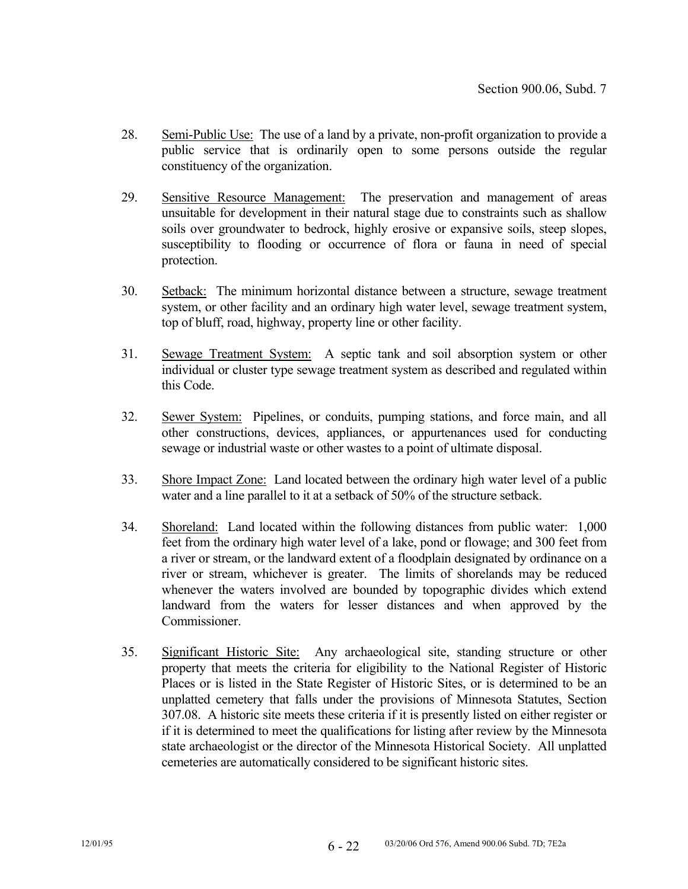28. Semi-Public Use: The use of a land by a private, non-profit organization to provide a public service that is ordinarily open to some persons outside the regular constituency of the organization.

29. Sensitive Resource Management: The preservation and management of areas unsuitable for development in their natural stage due to constraints such as shallow soils over groundwater to bedrock, highly erosive or expansive soils, steep slopes, susceptibility to flooding or occurrence of flora or fauna in need of special protection.

30. Setback: The minimum horizontal distance between a structure, sewage treatment system, or other facility and an ordinary high water level, sewage treatment system, top of bluff, road, highway, property line or other facility.

31. Sewage Treatment System: A septic tank and soil absorption system or other individual or cluster type sewage treatment system as described and regulated within this Code.

32. Sewer System: Pipelines, or conduits, pumping stations, and force main, and all other constructions, devices, appliances, or appurtenances used for conducting sewage or industrial waste or other wastes to a point of ultimate disposal.

33. Shore Impact Zone: Land located between the ordinary high water level of a public water and a line parallel to it at a setback of 50% of the structure setback.

34. Shoreland: Land located within the following distances from public water: 1,000 feet from the ordinary high water level of a lake, pond or flowage; and 300 feet from a river or stream, or the landward extent of a floodplain designated by ordinance on a river or stream, whichever is greater. The limits of shorelands may be reduced whenever the waters involved are bounded by topographic divides which extend landward from the waters for lesser distances and when approved by the Commissioner.

35. Significant Historic Site: Any archaeological site, standing structure or other property that meets the criteria for eligibility to the National Register of Historic Places or is listed in the State Register of Historic Sites, or is determined to be an unplatted cemetery that falls under the provisions of Minnesota Statutes, Section 307.08. A historic site meets these criteria if it is presently listed on either register or if it is determined to meet the qualifications for listing after review by the Minnesota state archaeologist or the director of the Minnesota Historical Society. All unplatted cemeteries are automatically considered to be significant historic sites.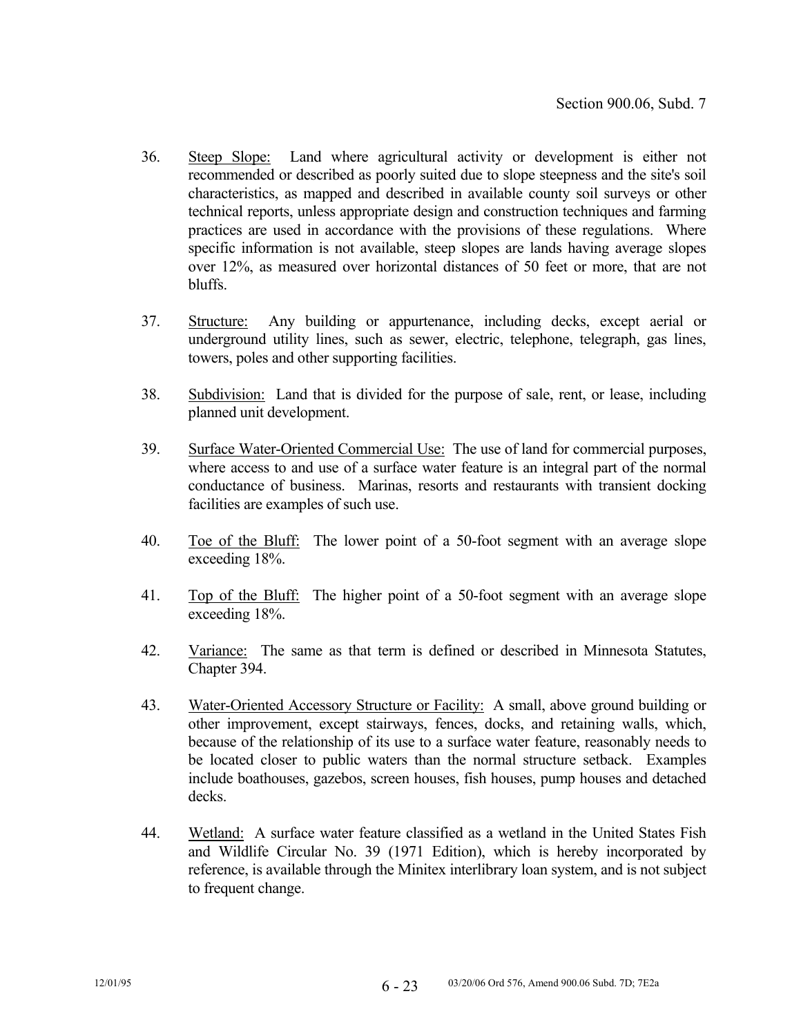36. Steep Slope: Land where agricultural activity or development is either not recommended or described as poorly suited due to slope steepness and the site's soil characteristics, as mapped and described in available county soil surveys or other technical reports, unless appropriate design and construction techniques and farming practices are used in accordance with the provisions of these regulations. Where specific information is not available, steep slopes are lands having average slopes over 12%, as measured over horizontal distances of 50 feet or more, that are not bluffs.

37. Structure: Any building or appurtenance, including decks, except aerial or underground utility lines, such as sewer, electric, telephone, telegraph, gas lines, towers, poles and other supporting facilities.

38. Subdivision: Land that is divided for the purpose of sale, rent, or lease, including planned unit development.

39. Surface Water-Oriented Commercial Use: The use of land for commercial purposes, where access to and use of a surface water feature is an integral part of the normal conductance of business. Marinas, resorts and restaurants with transient docking facilities are examples of such use.

40. Toe of the Bluff: The lower point of a 50-foot segment with an average slope exceeding 18%.

41. Top of the Bluff: The higher point of a 50-foot segment with an average slope exceeding 18%.

42. Variance: The same as that term is defined or described in Minnesota Statutes, Chapter 394.

43. Water-Oriented Accessory Structure or Facility: A small, above ground building or other improvement, except stairways, fences, docks, and retaining walls, which, because of the relationship of its use to a surface water feature, reasonably needs to be located closer to public waters than the normal structure setback. Examples include boathouses, gazebos, screen houses, fish houses, pump houses and detached decks.

44. Wetland: A surface water feature classified as a wetland in the United States Fish and Wildlife Circular No. 39 (1971 Edition), which is hereby incorporated by reference, is available through the Minitex interlibrary loan system, and is not subject to frequent change.

12/01/95 03/20/06 Ord 576, Amend 900.06 Subd. 7D; 7E2a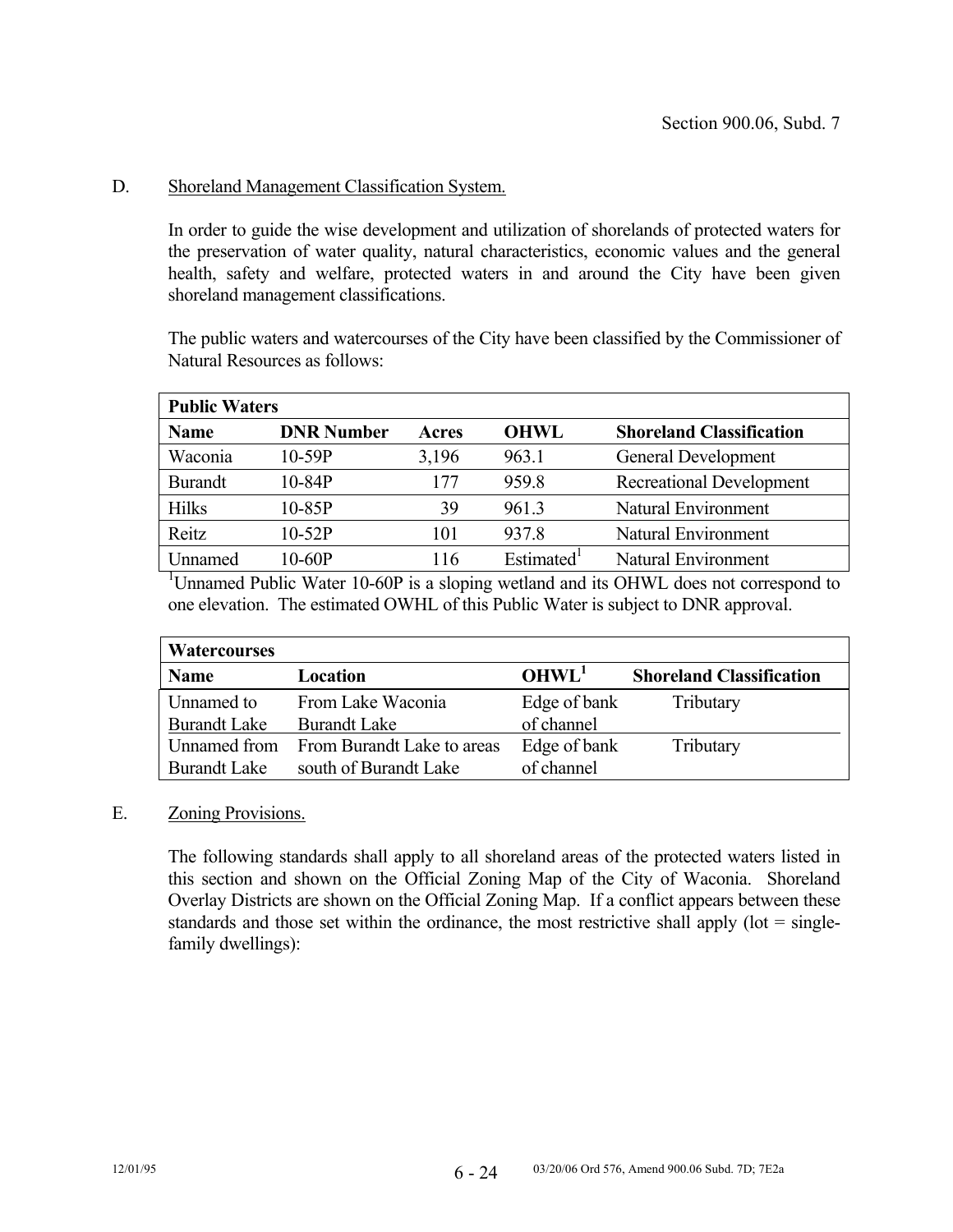D. Shoreland Management Classification System.

In order to guide the wise development and utilization of shorelands of protected waters for the preservation of water quality, natural characteristics, economic values and the general health, safety and welfare, protected waters in and around the City have been given shoreland management classifications.

The public waters and watercourses of the City have been classified by the Commissioner of Natural Resources as follows:

| Public Waters | | | | |
|---|---|---|---|---|
| **Name** | **DNR Number** | **Acres** | **OHWL** | **Shoreland Classification** |
| Waconia | 10-59P | 3,196 | 963.1 | General Development |
| Burandt | 10-84P | 177 | 959.8 | Recreational Development |
| Hilks | 10-85P | 39 | 961.3 | Natural Environment |
| Reitz | 10-52P | 101 | 937.8 | Natural Environment |
| Unnamed | 10-60P | 116 | Estimated[1] | Natural Environment |

[1]Unnamed Public Water 10-60P is a sloping wetland and its OHWL does not correspond to one elevation. The estimated OWHL of this Public Water is subject to DNR approval.

| Watercourses | | | |
|---|---|---|---|
| **Name** | **Location** | **OHWL[1]** | **Shoreland Classification** |
| Unnamed to Burandt Lake | From Lake Waconia Burandt Lake | Edge of bank of channel | Tributary |
| Unnamed from Burandt Lake | From Burandt Lake to areas south of Burandt Lake | Edge of bank of channel | Tributary |

E. Zoning Provisions.

The following standards shall apply to all shoreland areas of the protected waters listed in this section and shown on the Official Zoning Map of the City of Waconia. Shoreland Overlay Districts are shown on the Official Zoning Map. If a conflict appears between these standards and those set within the ordinance, the most restrictive shall apply (lot = single-family dwellings):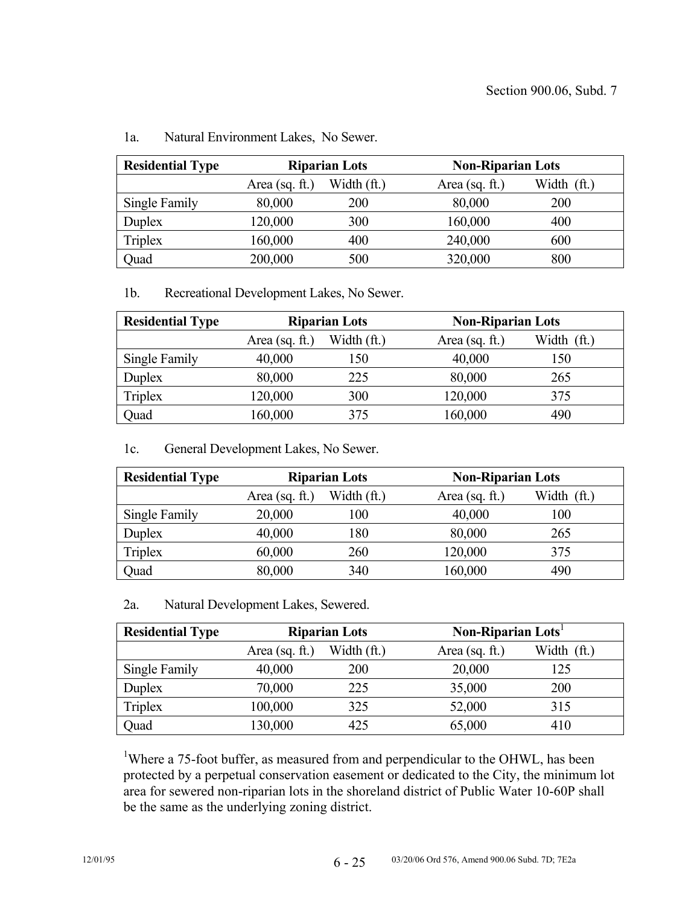1a. Natural Environment Lakes, No Sewer.

| Residential Type | Riparian Lots | | Non-Riparian Lots | |
|---|---|---|---|---|
| | Area (sq. ft.) | Width (ft.) | Area (sq. ft.) | Width (ft.) |
| Single Family | 80,000 | 200 | 80,000 | 200 |
| Duplex | 120,000 | 300 | 160,000 | 400 |
| Triplex | 160,000 | 400 | 240,000 | 600 |
| Quad | 200,000 | 500 | 320,000 | 800 |

1b. Recreational Development Lakes, No Sewer.

| Residential Type | Riparian Lots | | Non-Riparian Lots | |
|---|---|---|---|---|
| | Area (sq. ft.) | Width (ft.) | Area (sq. ft.) | Width (ft.) |
| Single Family | 40,000 | 150 | 40,000 | 150 |
| Duplex | 80,000 | 225 | 80,000 | 265 |
| Triplex | 120,000 | 300 | 120,000 | 375 |
| Quad | 160,000 | 375 | 160,000 | 490 |

1c. General Development Lakes, No Sewer.

| Residential Type | Riparian Lots | | Non-Riparian Lots | |
|---|---|---|---|---|
| | Area (sq. ft.) | Width (ft.) | Area (sq. ft.) | Width (ft.) |
| Single Family | 20,000 | 100 | 40,000 | 100 |
| Duplex | 40,000 | 180 | 80,000 | 265 |
| Triplex | 60,000 | 260 | 120,000 | 375 |
| Quad | 80,000 | 340 | 160,000 | 490 |

2a. Natural Development Lakes, Sewered.

| Residential Type | Riparian Lots | | Non-Riparian Lots[1] | |
|---|---|---|---|---|
| | Area (sq. ft.) | Width (ft.) | Area (sq. ft.) | Width (ft.) |
| Single Family | 40,000 | 200 | 20,000 | 125 |
| Duplex | 70,000 | 225 | 35,000 | 200 |
| Triplex | 100,000 | 325 | 52,000 | 315 |
| Quad | 130,000 | 425 | 65,000 | 410 |

[1]Where a 75-foot buffer, as measured from and perpendicular to the OHWL, has been protected by a perpetual conservation easement or dedicated to the City, the minimum lot area for sewered non-riparian lots in the shoreland district of Public Water 10-60P shall be the same as the underlying zoning district.

03/20/06 Ord 576, Amend 900.06 Subd. 7D; 7E2a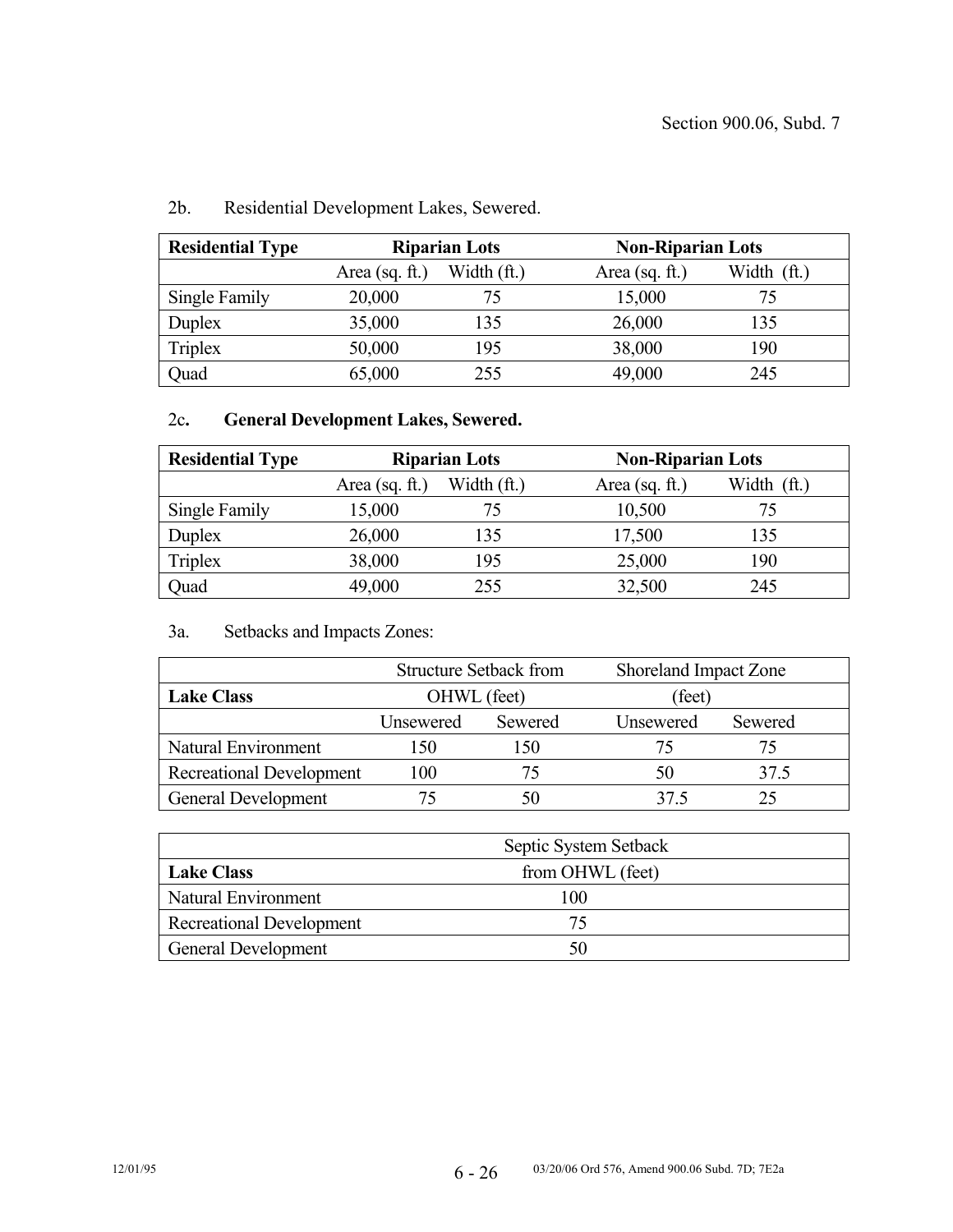2b. Residential Development Lakes, Sewered.

| **Residential Type** | **Riparian Lots** | | **Non-Riparian Lots** | |
|---|---|---|---|---|
| | Area (sq. ft.) | Width (ft.) | Area (sq. ft.) | Width (ft.) |
| Single Family | 20,000 | 75 | 15,000 | 75 |
| Duplex | 35,000 | 135 | 26,000 | 135 |
| Triplex | 50,000 | 195 | 38,000 | 190 |
| Quad | 65,000 | 255 | 49,000 | 245 |

2c**. General Development Lakes, Sewered.**

| **Residential Type** | **Riparian Lots** | | **Non-Riparian Lots** | |
|---|---|---|---|---|
| | Area (sq. ft.) | Width (ft.) | Area (sq. ft.) | Width (ft.) |
| Single Family | 15,000 | 75 | 10,500 | 75 |
| Duplex | 26,000 | 135 | 17,500 | 135 |
| Triplex | 38,000 | 195 | 25,000 | 190 |
| Quad | 49,000 | 255 | 32,500 | 245 |

3a. Setbacks and Impacts Zones:

| | Structure Setback from OHWL (feet) | | Shoreland Impact Zone (feet) | |
|---|---|---|---|---|
| **Lake Class** | Unsewered | Sewered | Unsewered | Sewered |
| Natural Environment | 150 | 150 | 75 | 75 |
| Recreational Development | 100 | 75 | 50 | 37.5 |
| General Development | 75 | 50 | 37.5 | 25 |

| **Lake Class** | Septic System Setback from OHWL (feet) |
|---|---|
| Natural Environment | 100 |
| Recreational Development | 75 |
| General Development | 50 |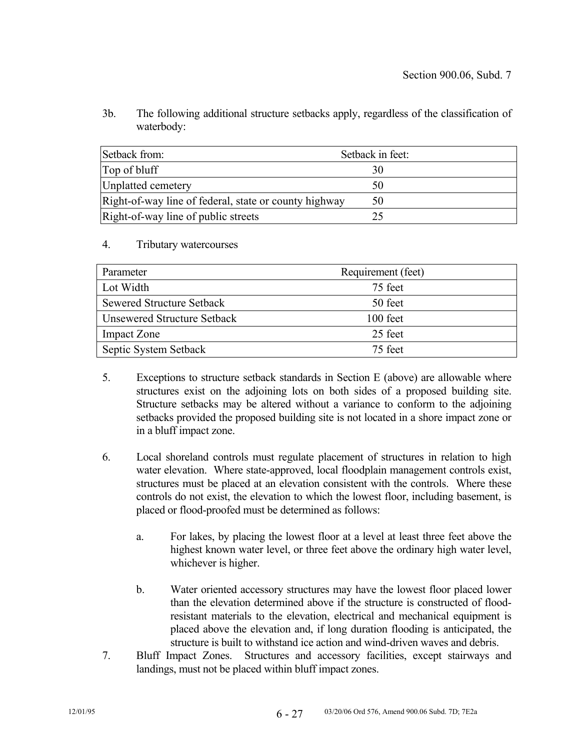3b. The following additional structure setbacks apply, regardless of the classification of waterbody:

| Setback from: | Setback in feet: |
|---|---|
| Top of bluff | 30 |
| Unplatted cemetery | 50 |
| Right-of-way line of federal, state or county highway | 50 |
| Right-of-way line of public streets | 25 |

4. Tributary watercourses

| Parameter | Requirement (feet) |
|---|---|
| Lot Width | 75 feet |
| Sewered Structure Setback | 50 feet |
| Unsewered Structure Setback | 100 feet |
| Impact Zone | 25 feet |
| Septic System Setback | 75 feet |

5. Exceptions to structure setback standards in Section E (above) are allowable where structures exist on the adjoining lots on both sides of a proposed building site. Structure setbacks may be altered without a variance to conform to the adjoining setbacks provided the proposed building site is not located in a shore impact zone or in a bluff impact zone.

6. Local shoreland controls must regulate placement of structures in relation to high water elevation. Where state-approved, local floodplain management controls exist, structures must be placed at an elevation consistent with the controls. Where these controls do not exist, the elevation to which the lowest floor, including basement, is placed or flood-proofed must be determined as follows:

   a. For lakes, by placing the lowest floor at a level at least three feet above the highest known water level, or three feet above the ordinary high water level, whichever is higher.

   b. Water oriented accessory structures may have the lowest floor placed lower than the elevation determined above if the structure is constructed of flood-resistant materials to the elevation, electrical and mechanical equipment is placed above the elevation and, if long duration flooding is anticipated, the structure is built to withstand ice action and wind-driven waves and debris.

7. Bluff Impact Zones. Structures and accessory facilities, except stairways and landings, must not be placed within bluff impact zones.

12/01/95 03/20/06 Ord 576, Amend 900.06 Subd. 7D; 7E2a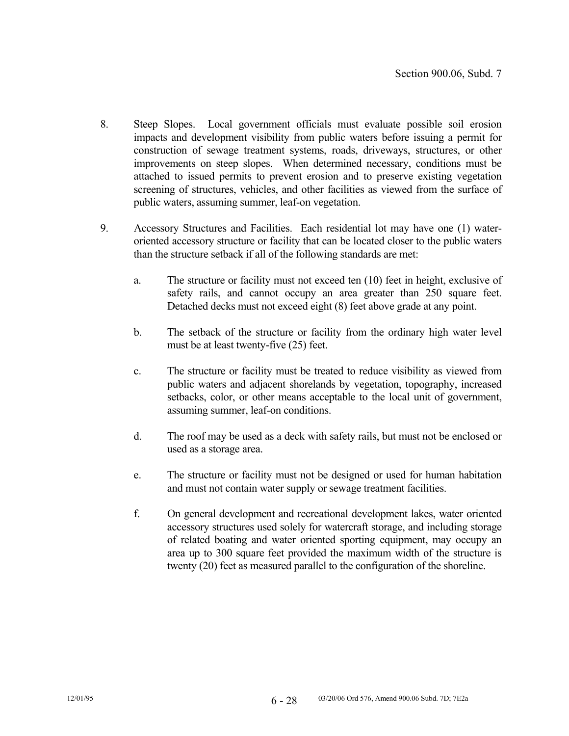8. Steep Slopes. Local government officials must evaluate possible soil erosion impacts and development visibility from public waters before issuing a permit for construction of sewage treatment systems, roads, driveways, structures, or other improvements on steep slopes. When determined necessary, conditions must be attached to issued permits to prevent erosion and to preserve existing vegetation screening of structures, vehicles, and other facilities as viewed from the surface of public waters, assuming summer, leaf-on vegetation.

9. Accessory Structures and Facilities. Each residential lot may have one (1) water-oriented accessory structure or facility that can be located closer to the public waters than the structure setback if all of the following standards are met:

   a. The structure or facility must not exceed ten (10) feet in height, exclusive of safety rails, and cannot occupy an area greater than 250 square feet. Detached decks must not exceed eight (8) feet above grade at any point.

   b. The setback of the structure or facility from the ordinary high water level must be at least twenty-five (25) feet.

   c. The structure or facility must be treated to reduce visibility as viewed from public waters and adjacent shorelands by vegetation, topography, increased setbacks, color, or other means acceptable to the local unit of government, assuming summer, leaf-on conditions.

   d. The roof may be used as a deck with safety rails, but must not be enclosed or used as a storage area.

   e. The structure or facility must not be designed or used for human habitation and must not contain water supply or sewage treatment facilities.

   f. On general development and recreational development lakes, water oriented accessory structures used solely for watercraft storage, and including storage of related boating and water oriented sporting equipment, may occupy an area up to 300 square feet provided the maximum width of the structure is twenty (20) feet as measured parallel to the configuration of the shoreline.

12/01/95 — 03/20/06 Ord 576, Amend 900.06 Subd. 7D; 7E2a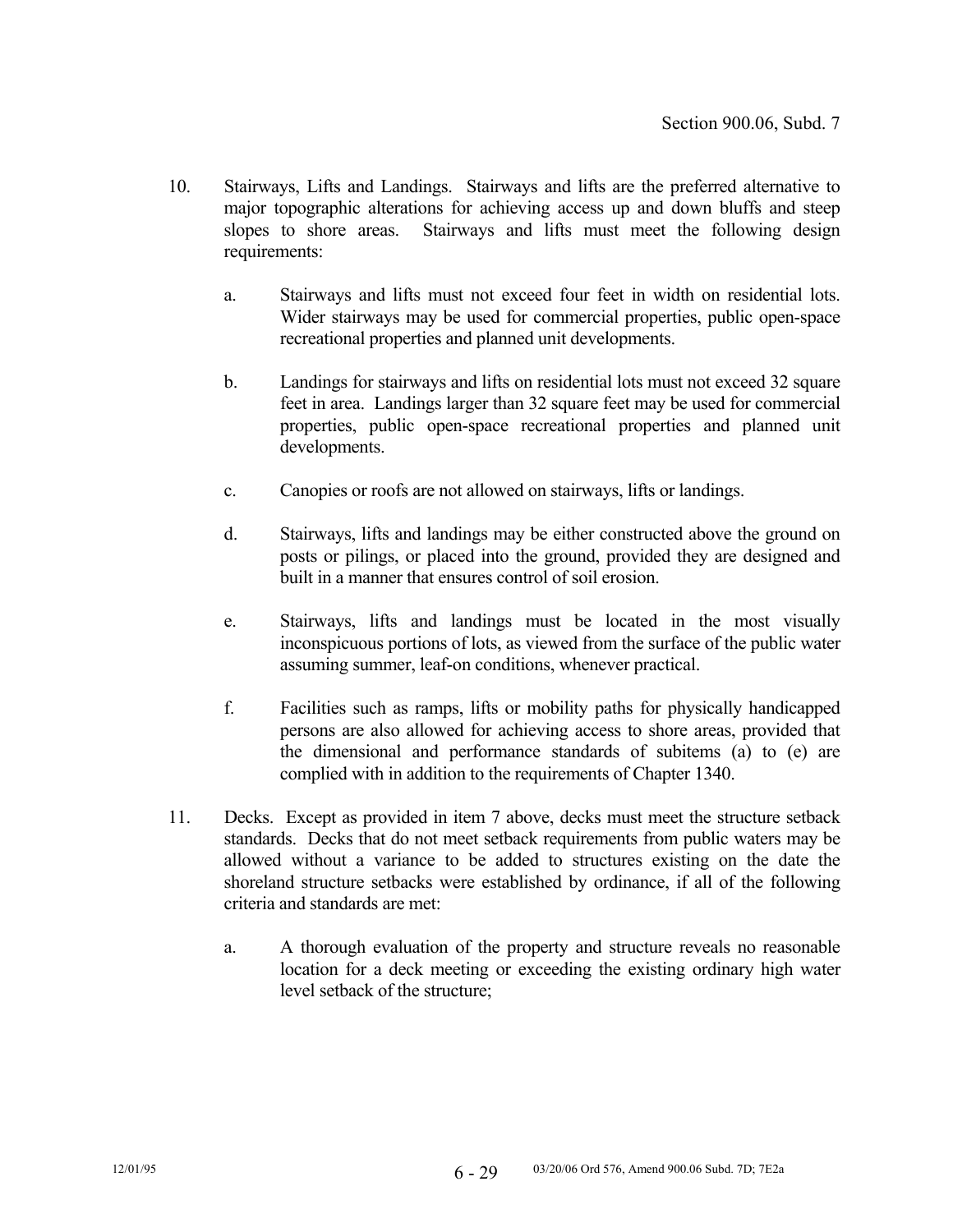10. Stairways, Lifts and Landings. Stairways and lifts are the preferred alternative to major topographic alterations for achieving access up and down bluffs and steep slopes to shore areas. Stairways and lifts must meet the following design requirements:

    a. Stairways and lifts must not exceed four feet in width on residential lots. Wider stairways may be used for commercial properties, public open-space recreational properties and planned unit developments.

    b. Landings for stairways and lifts on residential lots must not exceed 32 square feet in area. Landings larger than 32 square feet may be used for commercial properties, public open-space recreational properties and planned unit developments.

    c. Canopies or roofs are not allowed on stairways, lifts or landings.

    d. Stairways, lifts and landings may be either constructed above the ground on posts or pilings, or placed into the ground, provided they are designed and built in a manner that ensures control of soil erosion.

    e. Stairways, lifts and landings must be located in the most visually inconspicuous portions of lots, as viewed from the surface of the public water assuming summer, leaf-on conditions, whenever practical.

    f. Facilities such as ramps, lifts or mobility paths for physically handicapped persons are also allowed for achieving access to shore areas, provided that the dimensional and performance standards of subitems (a) to (e) are complied with in addition to the requirements of Chapter 1340.

11. Decks. Except as provided in item 7 above, decks must meet the structure setback standards. Decks that do not meet setback requirements from public waters may be allowed without a variance to be added to structures existing on the date the shoreland structure setbacks were established by ordinance, if all of the following criteria and standards are met:

    a. A thorough evaluation of the property and structure reveals no reasonable location for a deck meeting or exceeding the existing ordinary high water level setback of the structure;

12/01/95 03/20/06 Ord 576, Amend 900.06 Subd. 7D; 7E2a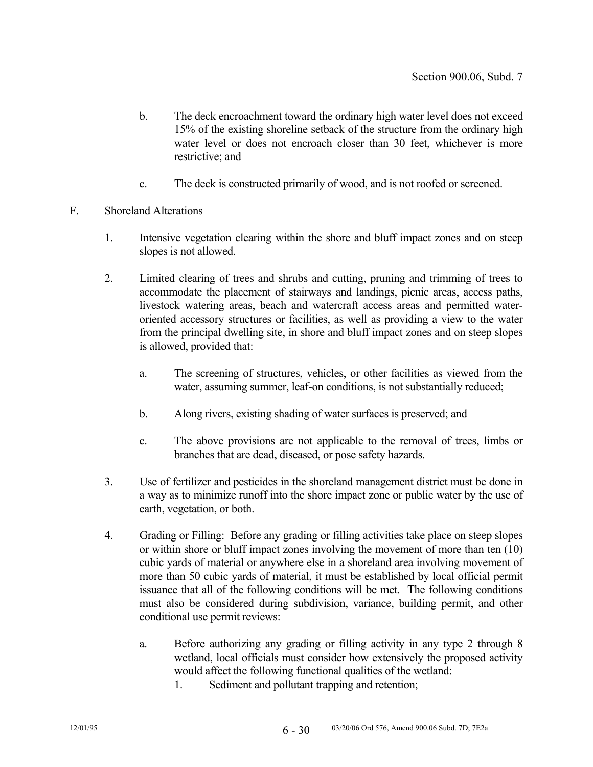b. The deck encroachment toward the ordinary high water level does not exceed 15% of the existing shoreline setback of the structure from the ordinary high water level or does not encroach closer than 30 feet, whichever is more restrictive; and

c. The deck is constructed primarily of wood, and is not roofed or screened.

F. Shoreland Alterations

1. Intensive vegetation clearing within the shore and bluff impact zones and on steep slopes is not allowed.

2. Limited clearing of trees and shrubs and cutting, pruning and trimming of trees to accommodate the placement of stairways and landings, picnic areas, access paths, livestock watering areas, beach and watercraft access areas and permitted water-oriented accessory structures or facilities, as well as providing a view to the water from the principal dwelling site, in shore and bluff impact zones and on steep slopes is allowed, provided that:

   a. The screening of structures, vehicles, or other facilities as viewed from the water, assuming summer, leaf-on conditions, is not substantially reduced;

   b. Along rivers, existing shading of water surfaces is preserved; and

   c. The above provisions are not applicable to the removal of trees, limbs or branches that are dead, diseased, or pose safety hazards.

3. Use of fertilizer and pesticides in the shoreland management district must be done in a way as to minimize runoff into the shore impact zone or public water by the use of earth, vegetation, or both.

4. Grading or Filling: Before any grading or filling activities take place on steep slopes or within shore or bluff impact zones involving the movement of more than ten (10) cubic yards of material or anywhere else in a shoreland area involving movement of more than 50 cubic yards of material, it must be established by local official permit issuance that all of the following conditions will be met. The following conditions must also be considered during subdivision, variance, building permit, and other conditional use permit reviews:

   a. Before authorizing any grading or filling activity in any type 2 through 8 wetland, local officials must consider how extensively the proposed activity would affect the following functional qualities of the wetland:
      1. Sediment and pollutant trapping and retention;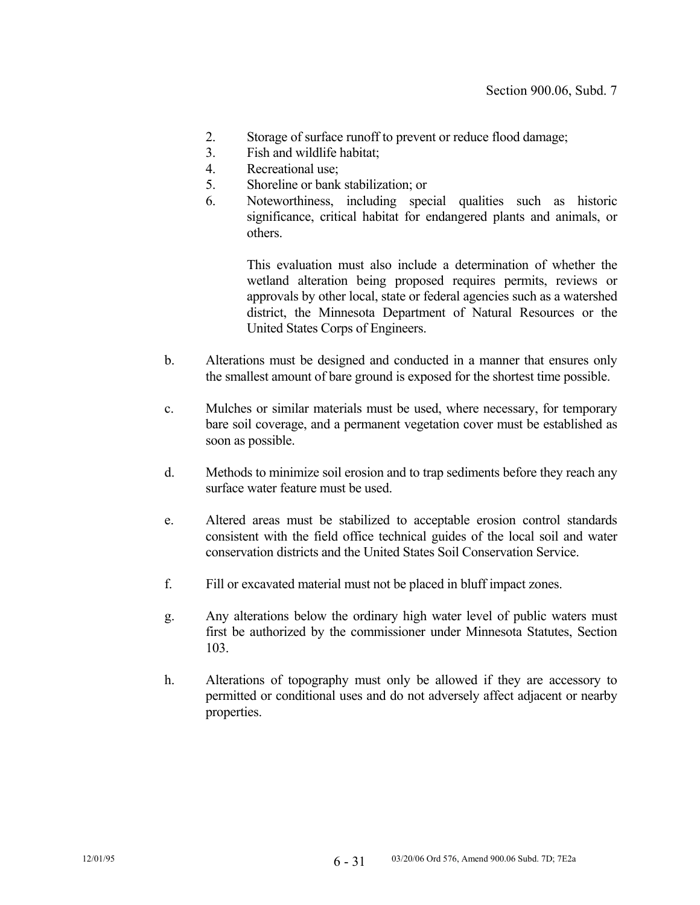2. Storage of surface runoff to prevent or reduce flood damage;
3. Fish and wildlife habitat;
4. Recreational use;
5. Shoreline or bank stabilization; or
6. Noteworthiness, including special qualities such as historic significance, critical habitat for endangered plants and animals, or others.

   This evaluation must also include a determination of whether the wetland alteration being proposed requires permits, reviews or approvals by other local, state or federal agencies such as a watershed district, the Minnesota Department of Natural Resources or the United States Corps of Engineers.

b. Alterations must be designed and conducted in a manner that ensures only the smallest amount of bare ground is exposed for the shortest time possible.

c. Mulches or similar materials must be used, where necessary, for temporary bare soil coverage, and a permanent vegetation cover must be established as soon as possible.

d. Methods to minimize soil erosion and to trap sediments before they reach any surface water feature must be used.

e. Altered areas must be stabilized to acceptable erosion control standards consistent with the field office technical guides of the local soil and water conservation districts and the United States Soil Conservation Service.

f. Fill or excavated material must not be placed in bluff impact zones.

g. Any alterations below the ordinary high water level of public waters must first be authorized by the commissioner under Minnesota Statutes, Section 103.

h. Alterations of topography must only be allowed if they are accessory to permitted or conditional uses and do not adversely affect adjacent or nearby properties.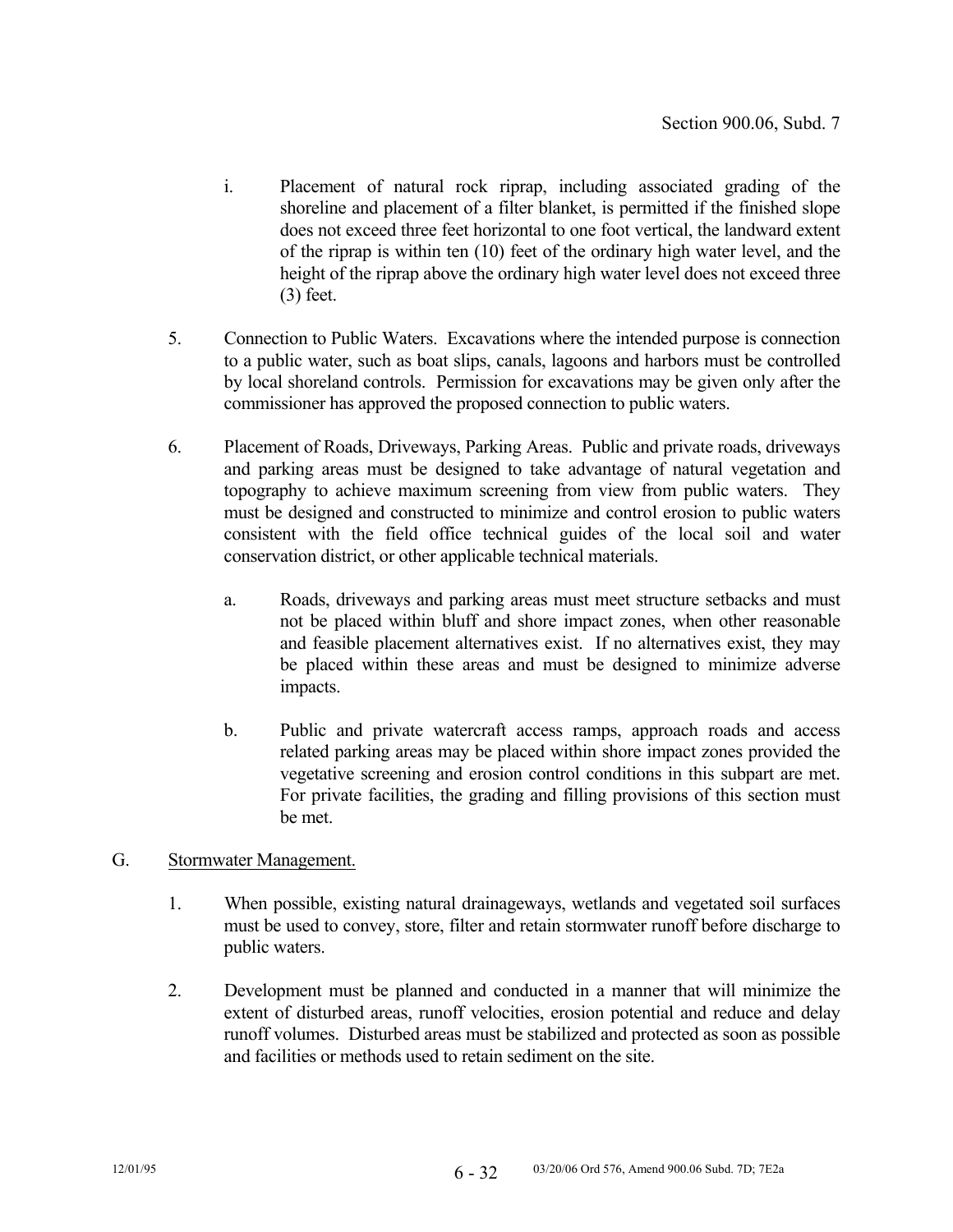i. Placement of natural rock riprap, including associated grading of the shoreline and placement of a filter blanket, is permitted if the finished slope does not exceed three feet horizontal to one foot vertical, the landward extent of the riprap is within ten (10) feet of the ordinary high water level, and the height of the riprap above the ordinary high water level does not exceed three (3) feet.

5. Connection to Public Waters. Excavations where the intended purpose is connection to a public water, such as boat slips, canals, lagoons and harbors must be controlled by local shoreland controls. Permission for excavations may be given only after the commissioner has approved the proposed connection to public waters.

6. Placement of Roads, Driveways, Parking Areas. Public and private roads, driveways and parking areas must be designed to take advantage of natural vegetation and topography to achieve maximum screening from view from public waters. They must be designed and constructed to minimize and control erosion to public waters consistent with the field office technical guides of the local soil and water conservation district, or other applicable technical materials.

   a. Roads, driveways and parking areas must meet structure setbacks and must not be placed within bluff and shore impact zones, when other reasonable and feasible placement alternatives exist. If no alternatives exist, they may be placed within these areas and must be designed to minimize adverse impacts.

   b. Public and private watercraft access ramps, approach roads and access related parking areas may be placed within shore impact zones provided the vegetative screening and erosion control conditions in this subpart are met. For private facilities, the grading and filling provisions of this section must be met.

G. <u>Stormwater Management.</u>

1. When possible, existing natural drainageways, wetlands and vegetated soil surfaces must be used to convey, store, filter and retain stormwater runoff before discharge to public waters.

2. Development must be planned and conducted in a manner that will minimize the extent of disturbed areas, runoff velocities, erosion potential and reduce and delay runoff volumes. Disturbed areas must be stabilized and protected as soon as possible and facilities or methods used to retain sediment on the site.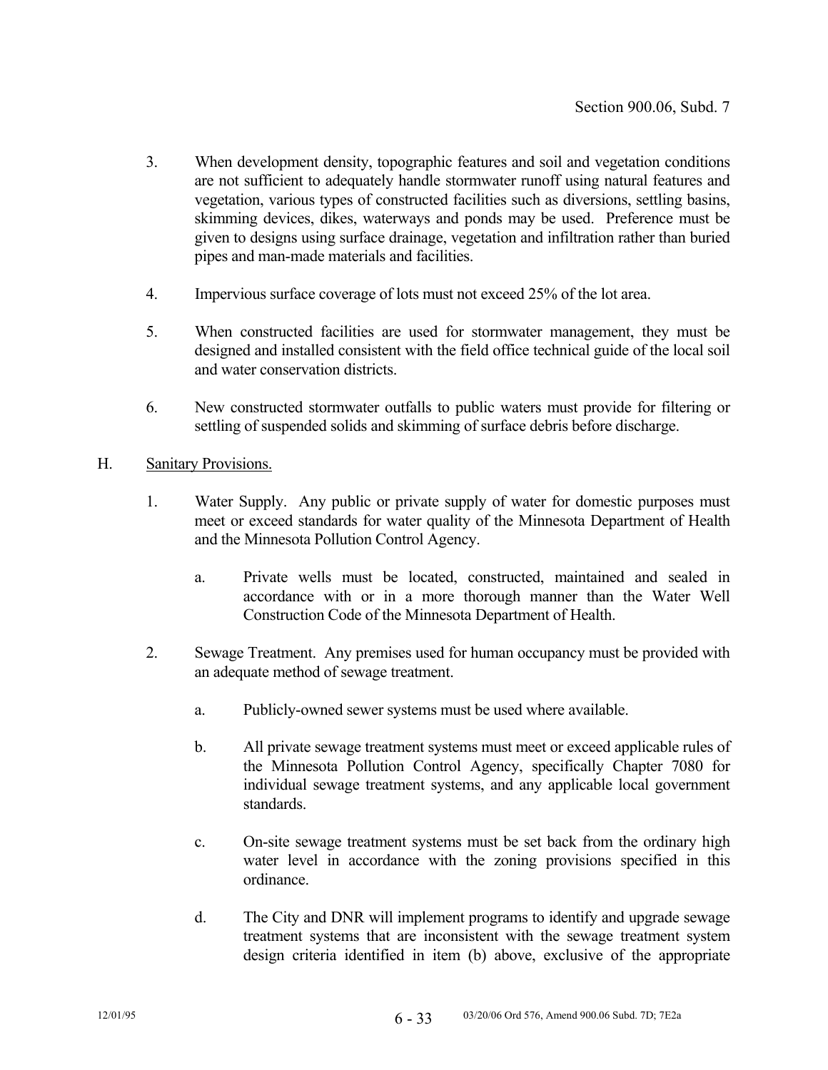3. When development density, topographic features and soil and vegetation conditions are not sufficient to adequately handle stormwater runoff using natural features and vegetation, various types of constructed facilities such as diversions, settling basins, skimming devices, dikes, waterways and ponds may be used. Preference must be given to designs using surface drainage, vegetation and infiltration rather than buried pipes and man-made materials and facilities.

4. Impervious surface coverage of lots must not exceed 25% of the lot area.

5. When constructed facilities are used for stormwater management, they must be designed and installed consistent with the field office technical guide of the local soil and water conservation districts.

6. New constructed stormwater outfalls to public waters must provide for filtering or settling of suspended solids and skimming of surface debris before discharge.

H. Sanitary Provisions.

1. Water Supply. Any public or private supply of water for domestic purposes must meet or exceed standards for water quality of the Minnesota Department of Health and the Minnesota Pollution Control Agency.

   a. Private wells must be located, constructed, maintained and sealed in accordance with or in a more thorough manner than the Water Well Construction Code of the Minnesota Department of Health.

2. Sewage Treatment. Any premises used for human occupancy must be provided with an adequate method of sewage treatment.

   a. Publicly-owned sewer systems must be used where available.

   b. All private sewage treatment systems must meet or exceed applicable rules of the Minnesota Pollution Control Agency, specifically Chapter 7080 for individual sewage treatment systems, and any applicable local government standards.

   c. On-site sewage treatment systems must be set back from the ordinary high water level in accordance with the zoning provisions specified in this ordinance.

   d. The City and DNR will implement programs to identify and upgrade sewage treatment systems that are inconsistent with the sewage treatment system design criteria identified in item (b) above, exclusive of the appropriate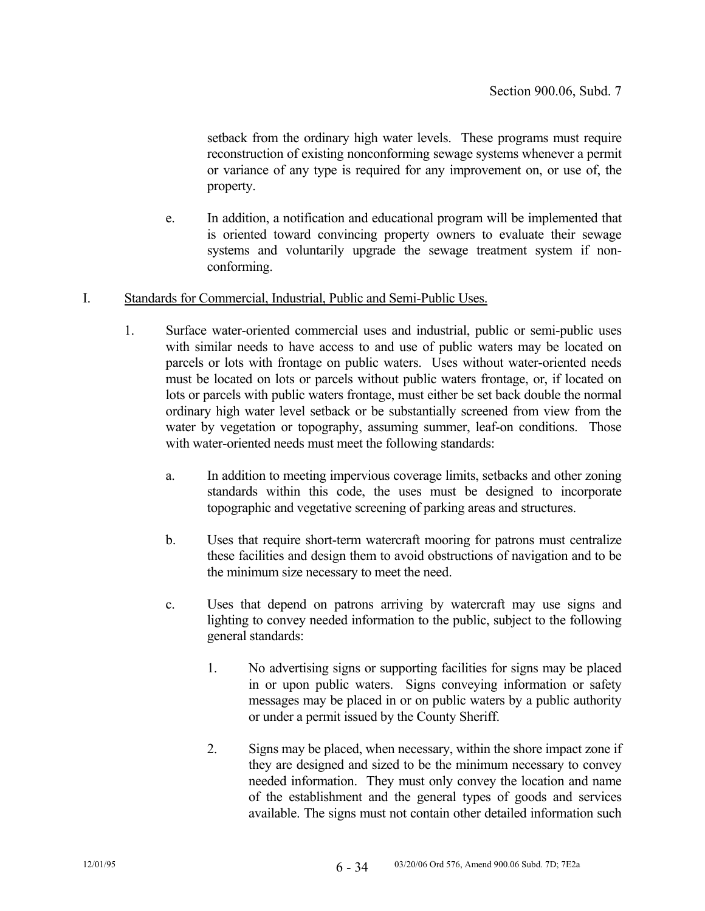setback from the ordinary high water levels. These programs must require reconstruction of existing nonconforming sewage systems whenever a permit or variance of any type is required for any improvement on, or use of, the property.

e. In addition, a notification and educational program will be implemented that is oriented toward convincing property owners to evaluate their sewage systems and voluntarily upgrade the sewage treatment system if non-conforming.

I. <u>Standards for Commercial, Industrial, Public and Semi-Public Uses.</u>

1. Surface water-oriented commercial uses and industrial, public or semi-public uses with similar needs to have access to and use of public waters may be located on parcels or lots with frontage on public waters. Uses without water-oriented needs must be located on lots or parcels without public waters frontage, or, if located on lots or parcels with public waters frontage, must either be set back double the normal ordinary high water level setback or be substantially screened from view from the water by vegetation or topography, assuming summer, leaf-on conditions. Those with water-oriented needs must meet the following standards:

   a. In addition to meeting impervious coverage limits, setbacks and other zoning standards within this code, the uses must be designed to incorporate topographic and vegetative screening of parking areas and structures.

   b. Uses that require short-term watercraft mooring for patrons must centralize these facilities and design them to avoid obstructions of navigation and to be the minimum size necessary to meet the need.

   c. Uses that depend on patrons arriving by watercraft may use signs and lighting to convey needed information to the public, subject to the following general standards:

      1. No advertising signs or supporting facilities for signs may be placed in or upon public waters. Signs conveying information or safety messages may be placed in or on public waters by a public authority or under a permit issued by the County Sheriff.

      2. Signs may be placed, when necessary, within the shore impact zone if they are designed and sized to be the minimum necessary to convey needed information. They must only convey the location and name of the establishment and the general types of goods and services available. The signs must not contain other detailed information such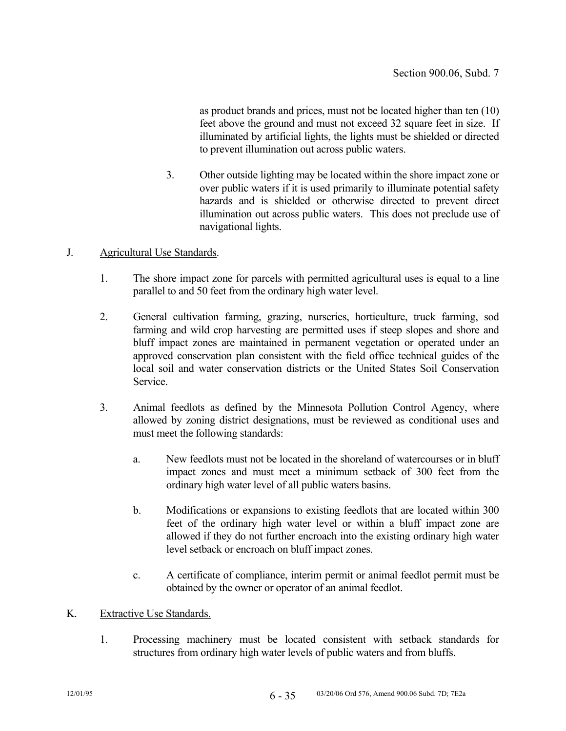as product brands and prices, must not be located higher than ten (10) feet above the ground and must not exceed 32 square feet in size. If illuminated by artificial lights, the lights must be shielded or directed to prevent illumination out across public waters.

3. Other outside lighting may be located within the shore impact zone or over public waters if it is used primarily to illuminate potential safety hazards and is shielded or otherwise directed to prevent direct illumination out across public waters. This does not preclude use of navigational lights.

J. Agricultural Use Standards.

1. The shore impact zone for parcels with permitted agricultural uses is equal to a line parallel to and 50 feet from the ordinary high water level.

2. General cultivation farming, grazing, nurseries, horticulture, truck farming, sod farming and wild crop harvesting are permitted uses if steep slopes and shore and bluff impact zones are maintained in permanent vegetation or operated under an approved conservation plan consistent with the field office technical guides of the local soil and water conservation districts or the United States Soil Conservation Service.

3. Animal feedlots as defined by the Minnesota Pollution Control Agency, where allowed by zoning district designations, must be reviewed as conditional uses and must meet the following standards:

   a. New feedlots must not be located in the shoreland of watercourses or in bluff impact zones and must meet a minimum setback of 300 feet from the ordinary high water level of all public waters basins.

   b. Modifications or expansions to existing feedlots that are located within 300 feet of the ordinary high water level or within a bluff impact zone are allowed if they do not further encroach into the existing ordinary high water level setback or encroach on bluff impact zones.

   c. A certificate of compliance, interim permit or animal feedlot permit must be obtained by the owner or operator of an animal feedlot.

K. Extractive Use Standards.

1. Processing machinery must be located consistent with setback standards for structures from ordinary high water levels of public waters and from bluffs.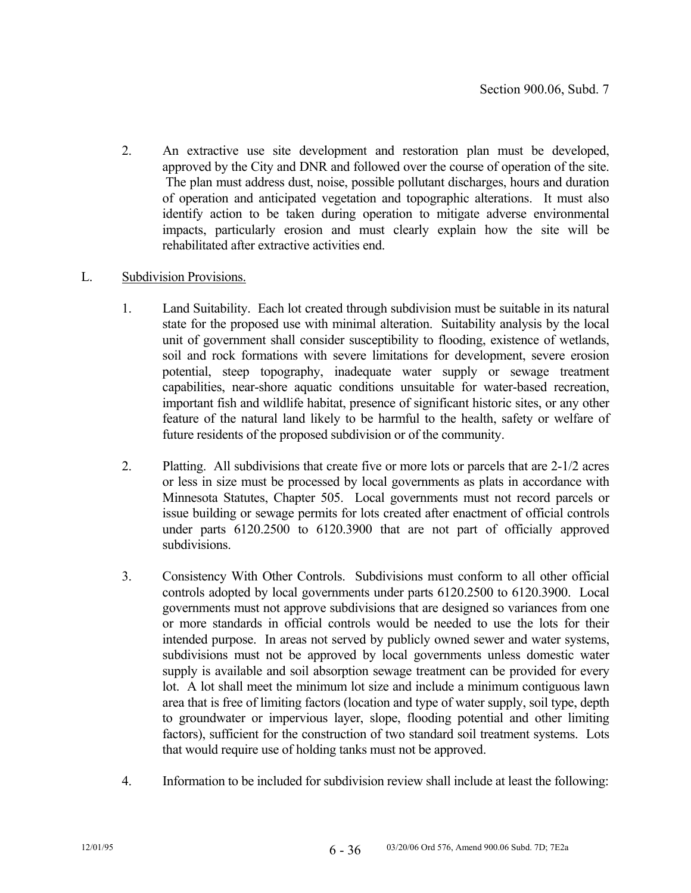2. An extractive use site development and restoration plan must be developed, approved by the City and DNR and followed over the course of operation of the site. The plan must address dust, noise, possible pollutant discharges, hours and duration of operation and anticipated vegetation and topographic alterations. It must also identify action to be taken during operation to mitigate adverse environmental impacts, particularly erosion and must clearly explain how the site will be rehabilitated after extractive activities end.

L. Subdivision Provisions.

1. Land Suitability. Each lot created through subdivision must be suitable in its natural state for the proposed use with minimal alteration. Suitability analysis by the local unit of government shall consider susceptibility to flooding, existence of wetlands, soil and rock formations with severe limitations for development, severe erosion potential, steep topography, inadequate water supply or sewage treatment capabilities, near-shore aquatic conditions unsuitable for water-based recreation, important fish and wildlife habitat, presence of significant historic sites, or any other feature of the natural land likely to be harmful to the health, safety or welfare of future residents of the proposed subdivision or of the community.

2. Platting. All subdivisions that create five or more lots or parcels that are 2-1/2 acres or less in size must be processed by local governments as plats in accordance with Minnesota Statutes, Chapter 505. Local governments must not record parcels or issue building or sewage permits for lots created after enactment of official controls under parts 6120.2500 to 6120.3900 that are not part of officially approved subdivisions.

3. Consistency With Other Controls. Subdivisions must conform to all other official controls adopted by local governments under parts 6120.2500 to 6120.3900. Local governments must not approve subdivisions that are designed so variances from one or more standards in official controls would be needed to use the lots for their intended purpose. In areas not served by publicly owned sewer and water systems, subdivisions must not be approved by local governments unless domestic water supply is available and soil absorption sewage treatment can be provided for every lot. A lot shall meet the minimum lot size and include a minimum contiguous lawn area that is free of limiting factors (location and type of water supply, soil type, depth to groundwater or impervious layer, slope, flooding potential and other limiting factors), sufficient for the construction of two standard soil treatment systems. Lots that would require use of holding tanks must not be approved.

4. Information to be included for subdivision review shall include at least the following: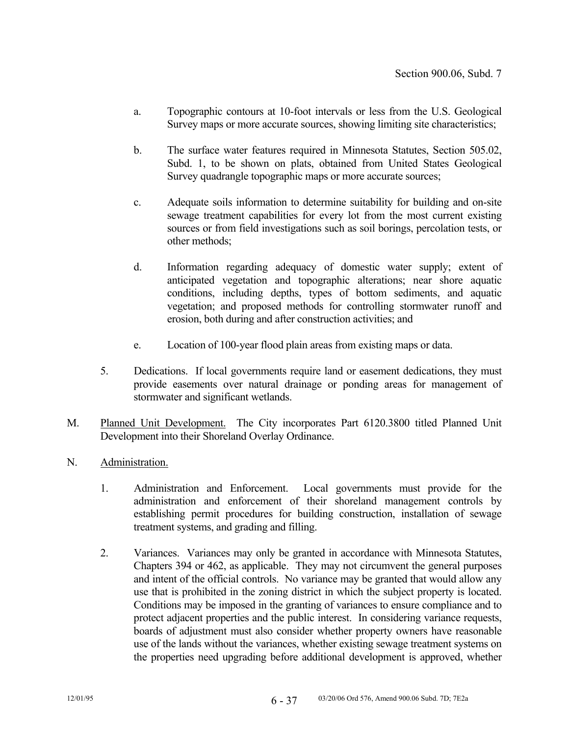a. Topographic contours at 10-foot intervals or less from the U.S. Geological Survey maps or more accurate sources, showing limiting site characteristics;

b. The surface water features required in Minnesota Statutes, Section 505.02, Subd. 1, to be shown on plats, obtained from United States Geological Survey quadrangle topographic maps or more accurate sources;

c. Adequate soils information to determine suitability for building and on-site sewage treatment capabilities for every lot from the most current existing sources or from field investigations such as soil borings, percolation tests, or other methods;

d. Information regarding adequacy of domestic water supply; extent of anticipated vegetation and topographic alterations; near shore aquatic conditions, including depths, types of bottom sediments, and aquatic vegetation; and proposed methods for controlling stormwater runoff and erosion, both during and after construction activities; and

e. Location of 100-year flood plain areas from existing maps or data.

5. Dedications. If local governments require land or easement dedications, they must provide easements over natural drainage or ponding areas for management of stormwater and significant wetlands.

M. <u>Planned Unit Development.</u> The City incorporates Part 6120.3800 titled Planned Unit Development into their Shoreland Overlay Ordinance.

N. <u>Administration.</u>

1. Administration and Enforcement. Local governments must provide for the administration and enforcement of their shoreland management controls by establishing permit procedures for building construction, installation of sewage treatment systems, and grading and filling.

2. Variances. Variances may only be granted in accordance with Minnesota Statutes, Chapters 394 or 462, as applicable. They may not circumvent the general purposes and intent of the official controls. No variance may be granted that would allow any use that is prohibited in the zoning district in which the subject property is located. Conditions may be imposed in the granting of variances to ensure compliance and to protect adjacent properties and the public interest. In considering variance requests, boards of adjustment must also consider whether property owners have reasonable use of the lands without the variances, whether existing sewage treatment systems on the properties need upgrading before additional development is approved, whether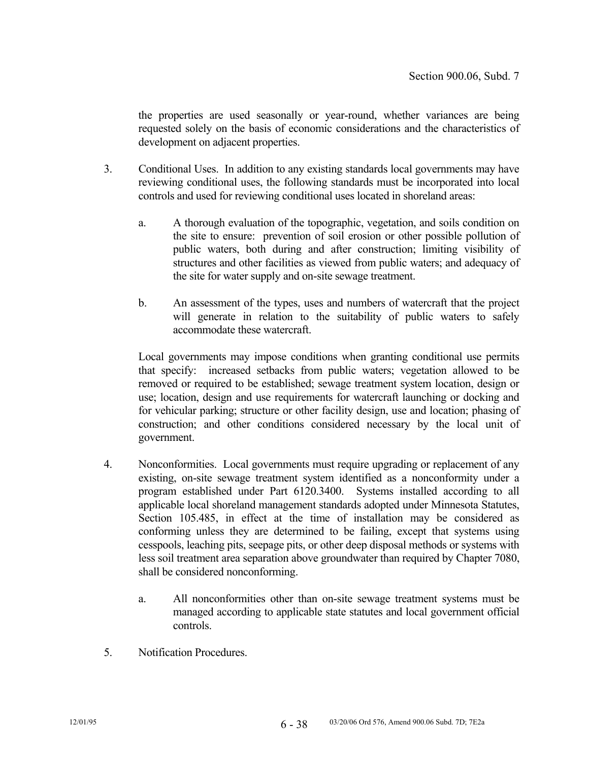the properties are used seasonally or year-round, whether variances are being requested solely on the basis of economic considerations and the characteristics of development on adjacent properties.

3. Conditional Uses. In addition to any existing standards local governments may have reviewing conditional uses, the following standards must be incorporated into local controls and used for reviewing conditional uses located in shoreland areas:

   a. A thorough evaluation of the topographic, vegetation, and soils condition on the site to ensure: prevention of soil erosion or other possible pollution of public waters, both during and after construction; limiting visibility of structures and other facilities as viewed from public waters; and adequacy of the site for water supply and on-site sewage treatment.

   b. An assessment of the types, uses and numbers of watercraft that the project will generate in relation to the suitability of public waters to safely accommodate these watercraft.

   Local governments may impose conditions when granting conditional use permits that specify: increased setbacks from public waters; vegetation allowed to be removed or required to be established; sewage treatment system location, design or use; location, design and use requirements for watercraft launching or docking and for vehicular parking; structure or other facility design, use and location; phasing of construction; and other conditions considered necessary by the local unit of government.

4. Nonconformities. Local governments must require upgrading or replacement of any existing, on-site sewage treatment system identified as a nonconformity under a program established under Part 6120.3400. Systems installed according to all applicable local shoreland management standards adopted under Minnesota Statutes, Section 105.485, in effect at the time of installation may be considered as conforming unless they are determined to be failing, except that systems using cesspools, leaching pits, seepage pits, or other deep disposal methods or systems with less soil treatment area separation above groundwater than required by Chapter 7080, shall be considered nonconforming.

   a. All nonconformities other than on-site sewage treatment systems must be managed according to applicable state statutes and local government official controls.

5. Notification Procedures.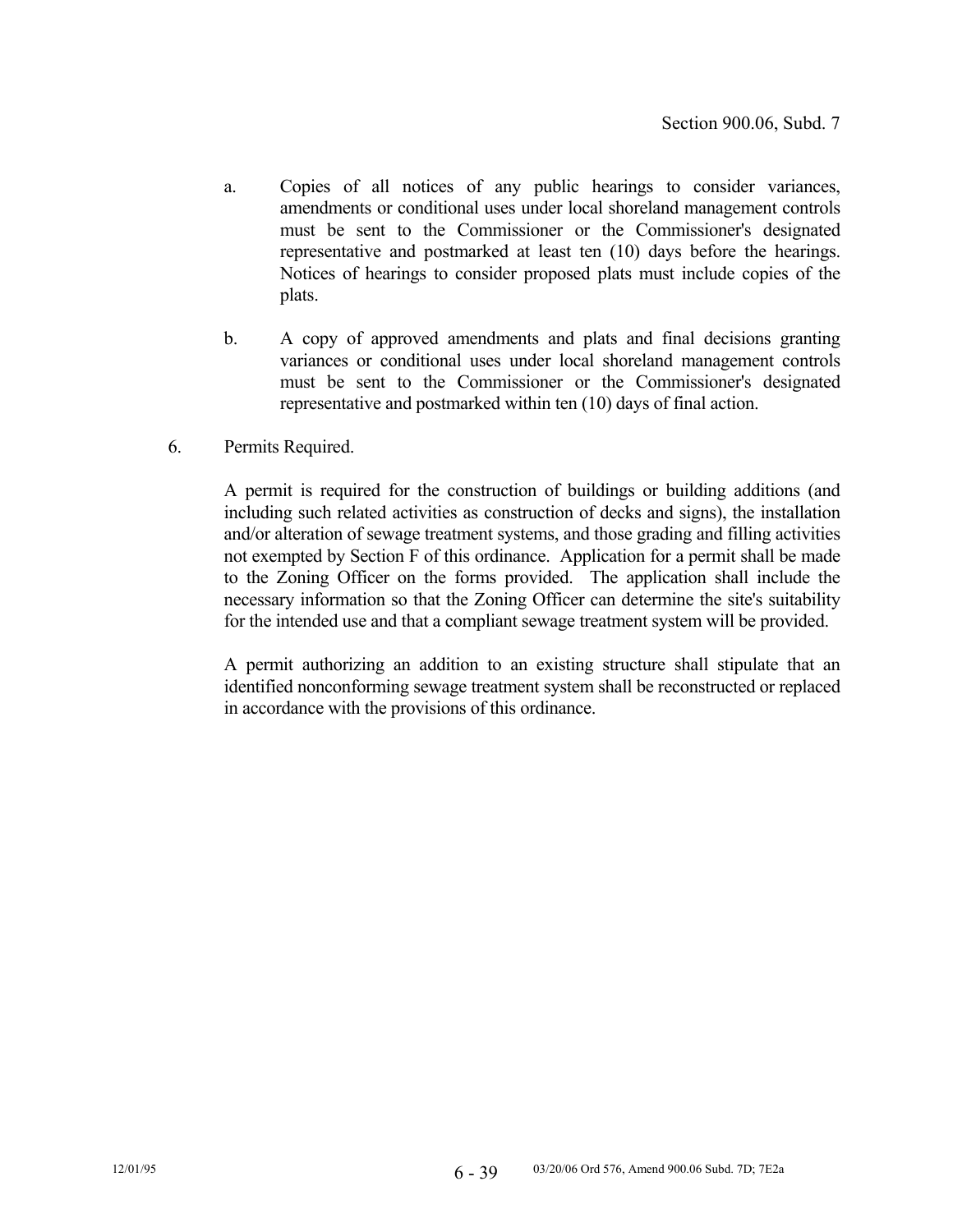a. Copies of all notices of any public hearings to consider variances, amendments or conditional uses under local shoreland management controls must be sent to the Commissioner or the Commissioner's designated representative and postmarked at least ten (10) days before the hearings. Notices of hearings to consider proposed plats must include copies of the plats.

b. A copy of approved amendments and plats and final decisions granting variances or conditional uses under local shoreland management controls must be sent to the Commissioner or the Commissioner's designated representative and postmarked within ten (10) days of final action.

6. Permits Required.

A permit is required for the construction of buildings or building additions (and including such related activities as construction of decks and signs), the installation and/or alteration of sewage treatment systems, and those grading and filling activities not exempted by Section F of this ordinance. Application for a permit shall be made to the Zoning Officer on the forms provided. The application shall include the necessary information so that the Zoning Officer can determine the site's suitability for the intended use and that a compliant sewage treatment system will be provided.

A permit authorizing an addition to an existing structure shall stipulate that an identified nonconforming sewage treatment system shall be reconstructed or replaced in accordance with the provisions of this ordinance.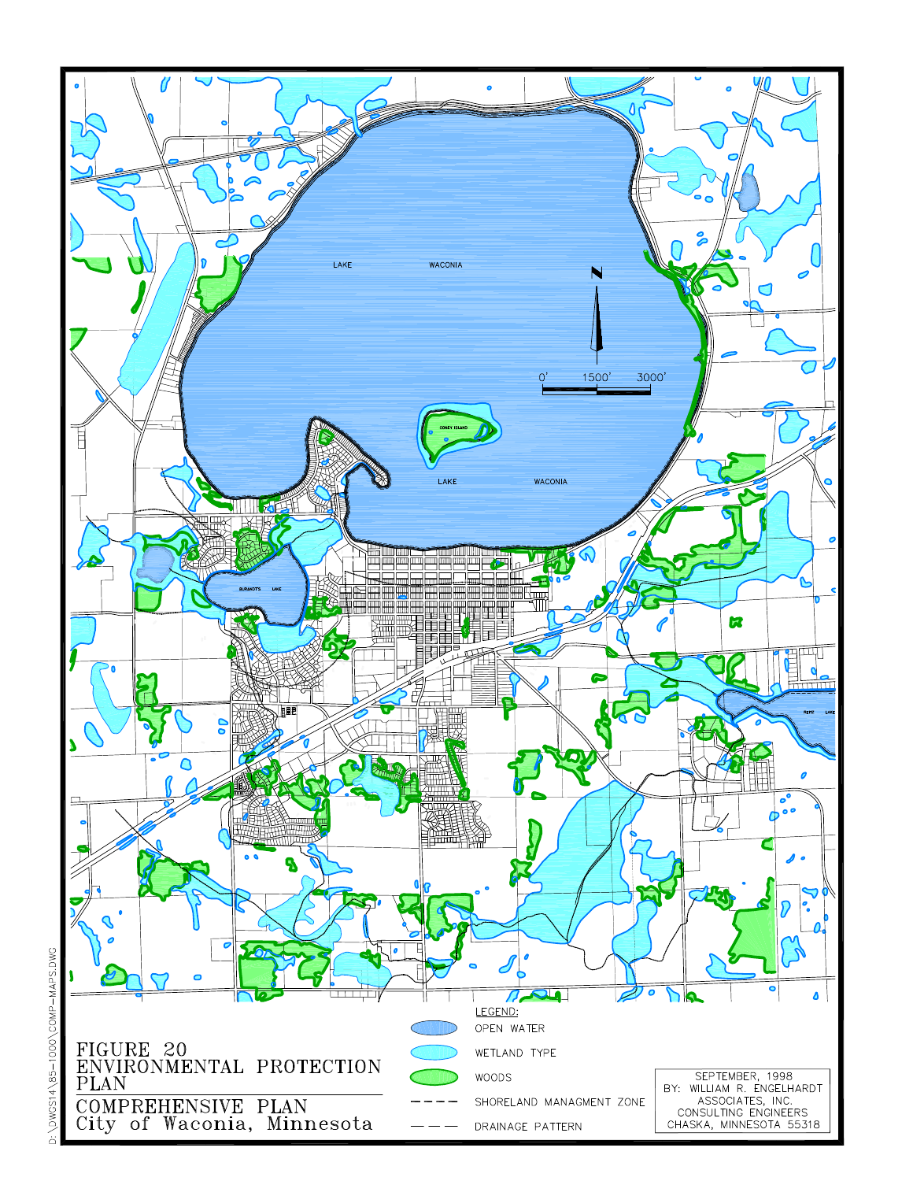LAKE WACONIA

N

0' 1500' 3000'

CONEY ISLAND

LAKE WACONIA

BURANDT'S LAKE

REITZ LAKE

LEGEND:

OPEN WATER

WETLAND TYPE

WOODS

SHORELAND MANAGMENT ZONE

DRAINAGE PATTERN

# FIGURE 20
# ENVIRONMENTAL PROTECTION PLAN

## COMPREHENSIVE PLAN
## City of Waconia, Minnesota

SEPTEMBER, 1998
BY: WILLIAM R. ENGELHARDT ASSOCIATES, INC.
CONSULTING ENGINEERS
CHASKA, MINNESOTA 55318

D:\DWGS14\85-1000\COMP-MAPS.DWG